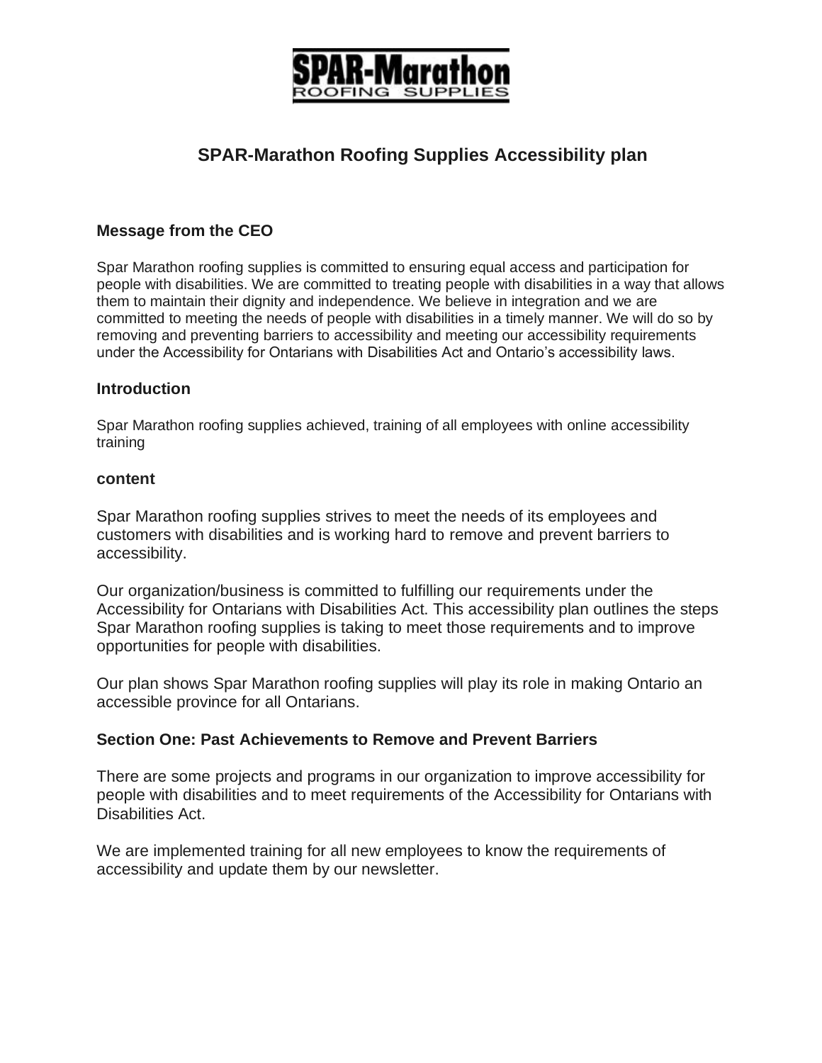**SPAR-Marathon**
ROOFING SUPPLIES

# SPAR-Marathon Roofing Supplies Accessibility plan

## Message from the CEO

Spar Marathon roofing supplies is committed to ensuring equal access and participation for people with disabilities. We are committed to treating people with disabilities in a way that allows them to maintain their dignity and independence. We believe in integration and we are committed to meeting the needs of people with disabilities in a timely manner. We will do so by removing and preventing barriers to accessibility and meeting our accessibility requirements under the Accessibility for Ontarians with Disabilities Act and Ontario's accessibility laws.

## Introduction

Spar Marathon roofing supplies achieved, training of all employees with online accessibility training

## content

Spar Marathon roofing supplies strives to meet the needs of its employees and customers with disabilities and is working hard to remove and prevent barriers to accessibility.

Our organization/business is committed to fulfilling our requirements under the Accessibility for Ontarians with Disabilities Act. This accessibility plan outlines the steps Spar Marathon roofing supplies is taking to meet those requirements and to improve opportunities for people with disabilities.

Our plan shows Spar Marathon roofing supplies will play its role in making Ontario an accessible province for all Ontarians.

## Section One: Past Achievements to Remove and Prevent Barriers

There are some projects and programs in our organization to improve accessibility for people with disabilities and to meet requirements of the Accessibility for Ontarians with Disabilities Act.

We are implemented training for all new employees to know the requirements of accessibility and update them by our newsletter.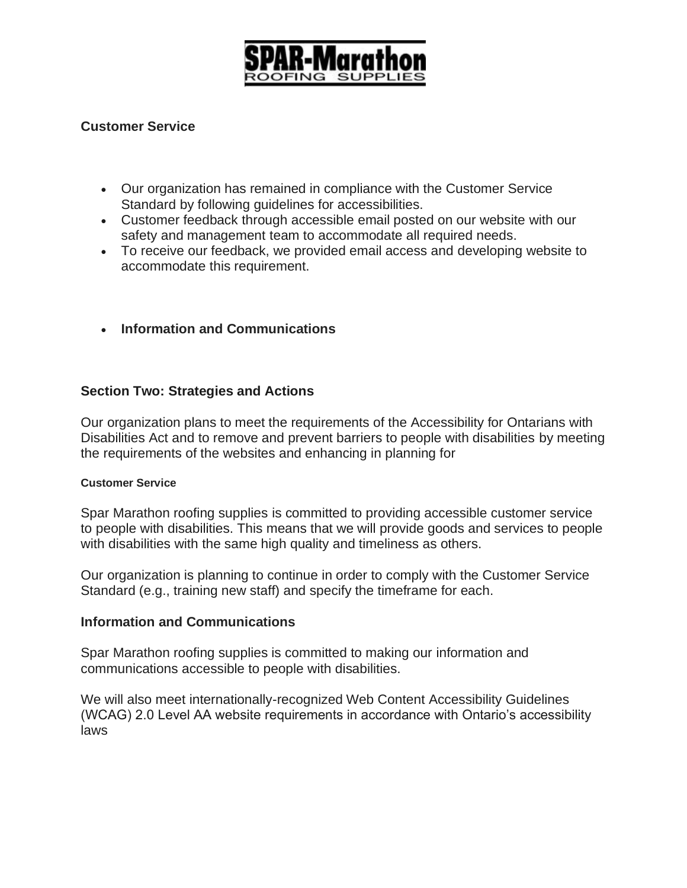**SPAR-Marathon**
ROOFING SUPPLIES

**Customer Service**

- Our organization has remained in compliance with the Customer Service Standard by following guidelines for accessibilities.
- Customer feedback through accessible email posted on our website with our safety and management team to accommodate all required needs.
- To receive our feedback, we provided email access and developing website to accommodate this requirement.

- **Information and Communications**

## Section Two: Strategies and Actions

Our organization plans to meet the requirements of the Accessibility for Ontarians with Disabilities Act and to remove and prevent barriers to people with disabilities by meeting the requirements of the websites and enhancing in planning for

#### Customer Service

Spar Marathon roofing supplies is committed to providing accessible customer service to people with disabilities. This means that we will provide goods and services to people with disabilities with the same high quality and timeliness as others.

Our organization is planning to continue in order to comply with the Customer Service Standard (e.g., training new staff) and specify the timeframe for each.

### Information and Communications

Spar Marathon roofing supplies is committed to making our information and communications accessible to people with disabilities.

We will also meet internationally-recognized Web Content Accessibility Guidelines (WCAG) 2.0 Level AA website requirements in accordance with Ontario's accessibility laws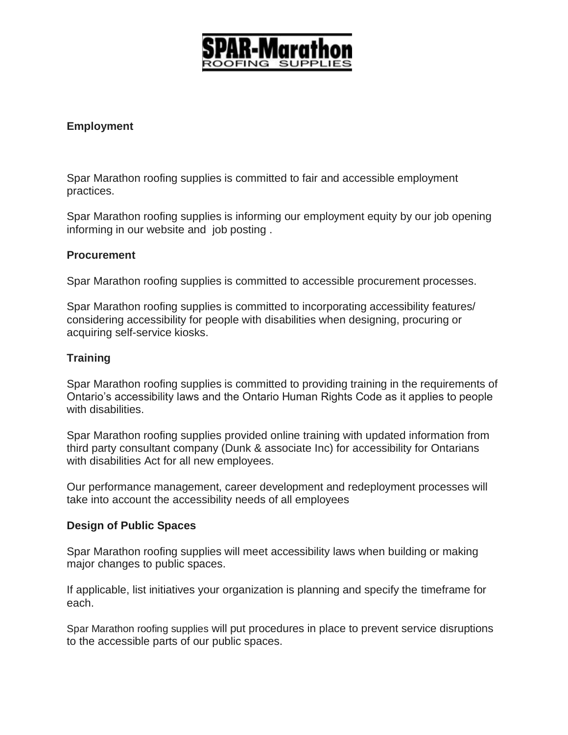**SPAR-Marathon**
ROOFING SUPPLIES

## Employment

Spar Marathon roofing supplies is committed to fair and accessible employment practices.

Spar Marathon roofing supplies is informing our employment equity by our job opening informing in our website and job posting .

## Procurement

Spar Marathon roofing supplies is committed to accessible procurement processes.

Spar Marathon roofing supplies is committed to incorporating accessibility features/ considering accessibility for people with disabilities when designing, procuring or acquiring self-service kiosks.

## Training

Spar Marathon roofing supplies is committed to providing training in the requirements of Ontario's accessibility laws and the Ontario Human Rights Code as it applies to people with disabilities.

Spar Marathon roofing supplies provided online training with updated information from third party consultant company (Dunk & associate Inc) for accessibility for Ontarians with disabilities Act for all new employees.

Our performance management, career development and redeployment processes will take into account the accessibility needs of all employees

## Design of Public Spaces

Spar Marathon roofing supplies will meet accessibility laws when building or making major changes to public spaces.

If applicable, list initiatives your organization is planning and specify the timeframe for each.

Spar Marathon roofing supplies will put procedures in place to prevent service disruptions to the accessible parts of our public spaces.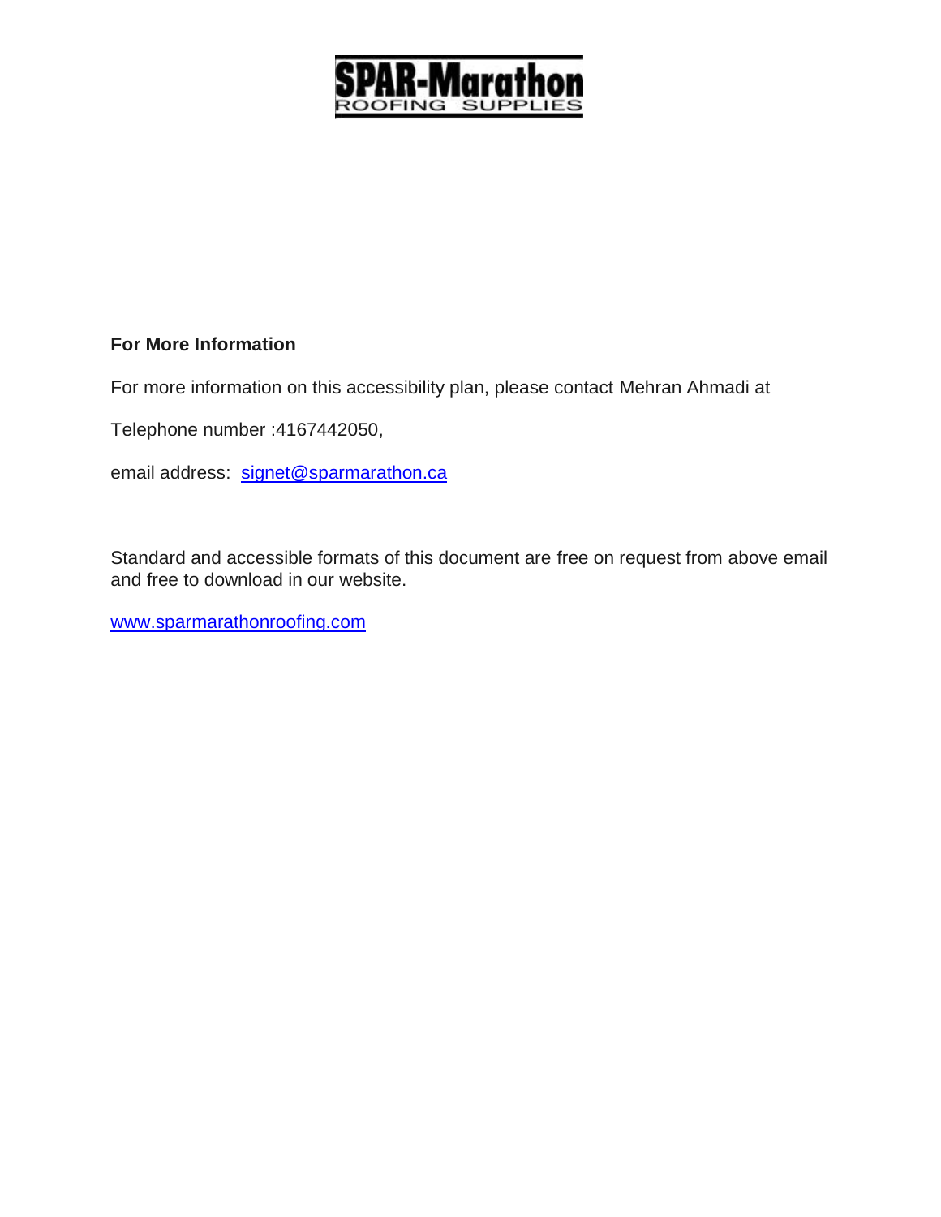SPAR-Marathon
ROOFING SUPPLIES

**For More Information**

For more information on this accessibility plan, please contact Mehran Ahmadi at

Telephone number :4167442050,

email address: signet@sparmarathon.ca

Standard and accessible formats of this document are free on request from above email and free to download in our website.

www.sparmarathonroofing.com